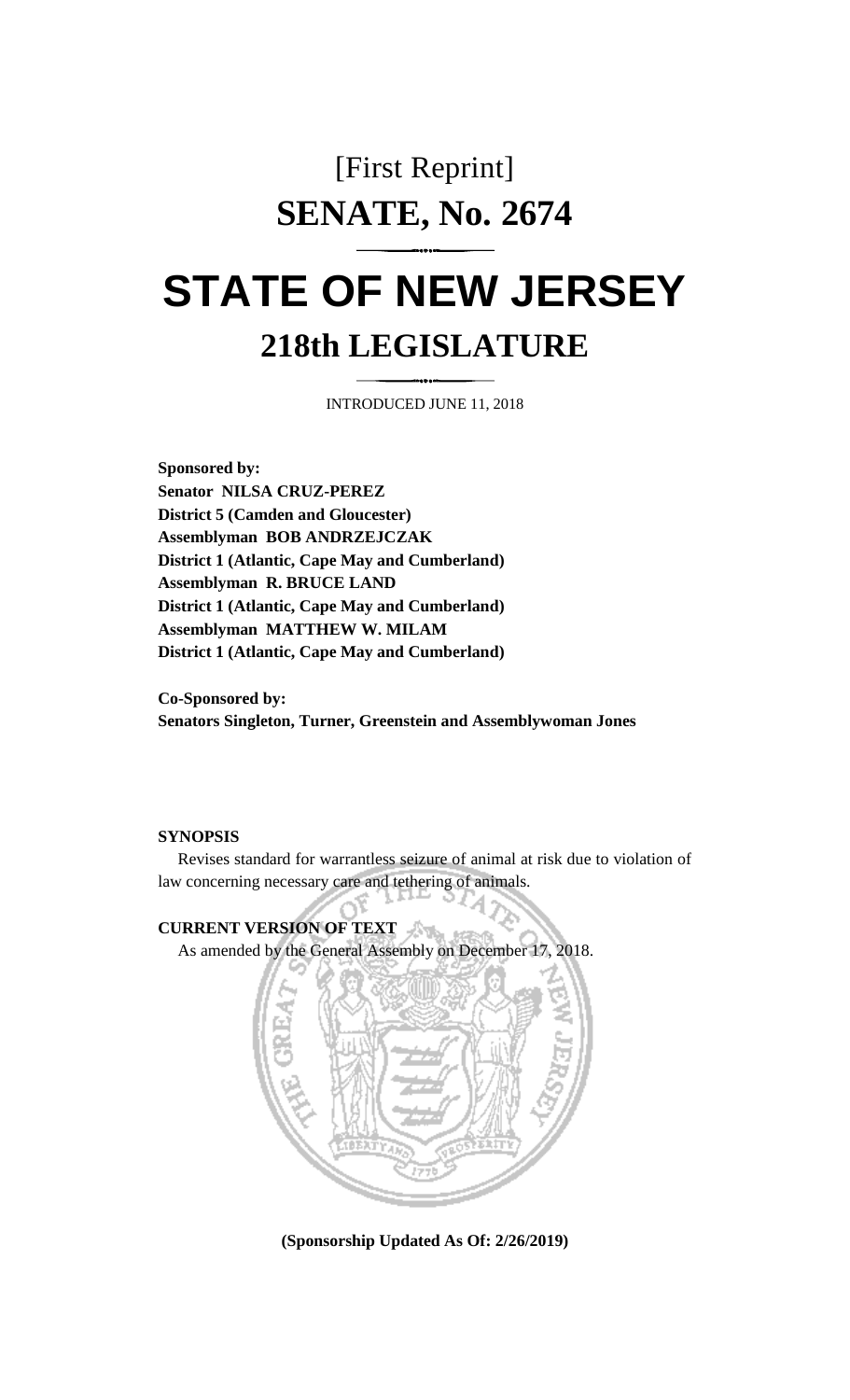[First Reprint]

# SENATE, No. 2674

# STATE OF NEW JERSEY

## 218th LEGISLATURE

INTRODUCED JUNE 11, 2018

**Sponsored by:**
**Senator NILSA CRUZ-PEREZ**
**District 5 (Camden and Gloucester)**
**Assemblyman BOB ANDRZEJCZAK**
**District 1 (Atlantic, Cape May and Cumberland)**
**Assemblyman R. BRUCE LAND**
**District 1 (Atlantic, Cape May and Cumberland)**
**Assemblyman MATTHEW W. MILAM**
**District 1 (Atlantic, Cape May and Cumberland)**

**Co-Sponsored by:**
**Senators Singleton, Turner, Greenstein and Assemblywoman Jones**

**SYNOPSIS**

Revises standard for warrantless seizure of animal at risk due to violation of law concerning necessary care and tethering of animals.

**CURRENT VERSION OF TEXT**

As amended by the General Assembly on December 17, 2018.

**(Sponsorship Updated As Of: 2/26/2019)**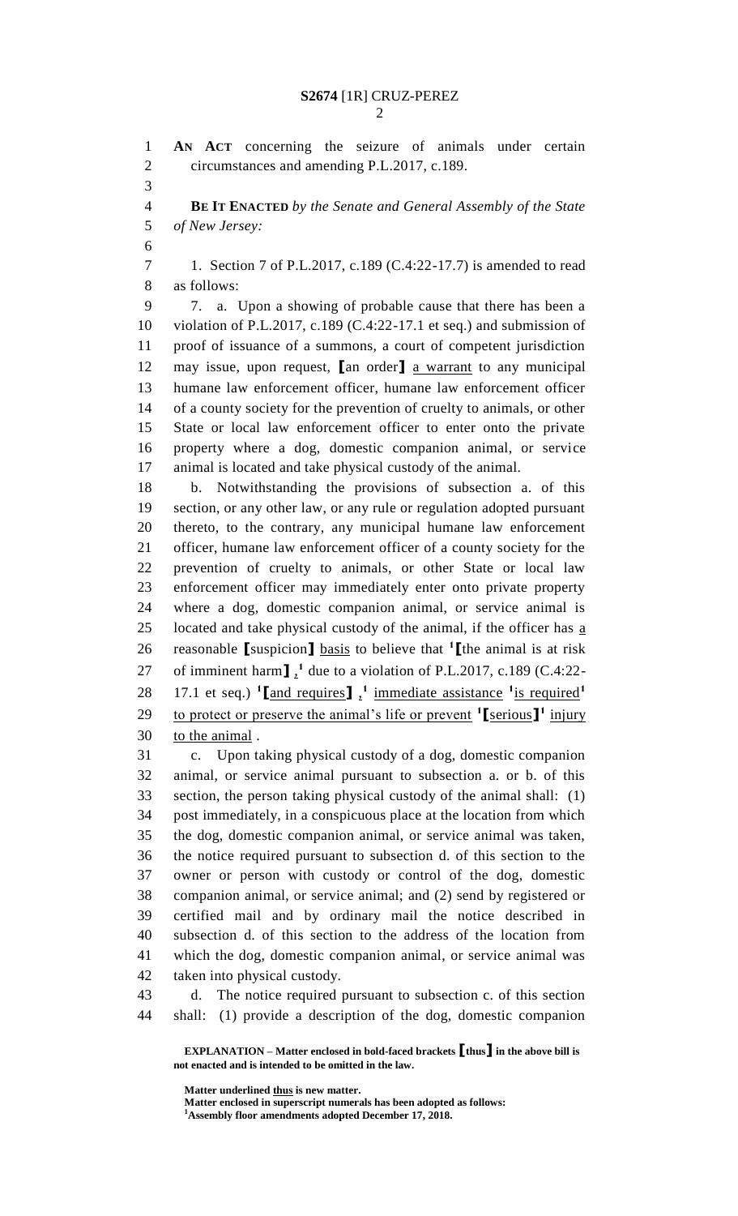**AN ACT** concerning the seizure of animals under certain circumstances and amending P.L.2017, c.189.

**BE IT ENACTED** *by the Senate and General Assembly of the State of New Jersey:*

1. Section 7 of P.L.2017, c.189 (C.4:22-17.7) is amended to read as follows:

7. a. Upon a showing of probable cause that there has been a violation of P.L.2017, c.189 (C.4:22-17.1 et seq.) and submission of proof of issuance of a summons, a court of competent jurisdiction may issue, upon request, **[**an order**]** a warrant to any municipal humane law enforcement officer, humane law enforcement officer of a county society for the prevention of cruelty to animals, or other State or local law enforcement officer to enter onto the private property where a dog, domestic companion animal, or service animal is located and take physical custody of the animal.

b. Notwithstanding the provisions of subsection a. of this section, or any other law, or any rule or regulation adopted pursuant thereto, to the contrary, any municipal humane law enforcement officer, humane law enforcement officer of a county society for the prevention of cruelty to animals, or other State or local law enforcement officer may immediately enter onto private property where a dog, domestic companion animal, or service animal is located and take physical custody of the animal, if the officer has a reasonable **[**suspicion**]** basis to believe that [1]**[**the animal is at risk of imminent harm**]** ,[1] due to a violation of P.L.2017, c.189 (C.4:22-17.1 et seq.) [1]**[**and requires**]** ,[1] immediate assistance [1]is required[1] to protect or preserve the animal's life or prevent [1]**[**serious**]**[1] injury to the animal .

c. Upon taking physical custody of a dog, domestic companion animal, or service animal pursuant to subsection a. or b. of this section, the person taking physical custody of the animal shall: (1) post immediately, in a conspicuous place at the location from which the dog, domestic companion animal, or service animal was taken, the notice required pursuant to subsection d. of this section to the owner or person with custody or control of the dog, domestic companion animal, or service animal; and (2) send by registered or certified mail and by ordinary mail the notice described in subsection d. of this section to the address of the location from which the dog, domestic companion animal, or service animal was taken into physical custody.

d. The notice required pursuant to subsection c. of this section shall: (1) provide a description of the dog, domestic companion

**EXPLANATION – Matter enclosed in bold-faced brackets [thus] in the above bill is not enacted and is intended to be omitted in the law.**

**Matter underlined thus is new matter.**
**Matter enclosed in superscript numerals has been adopted as follows:**
[1]**Assembly floor amendments adopted December 17, 2018.**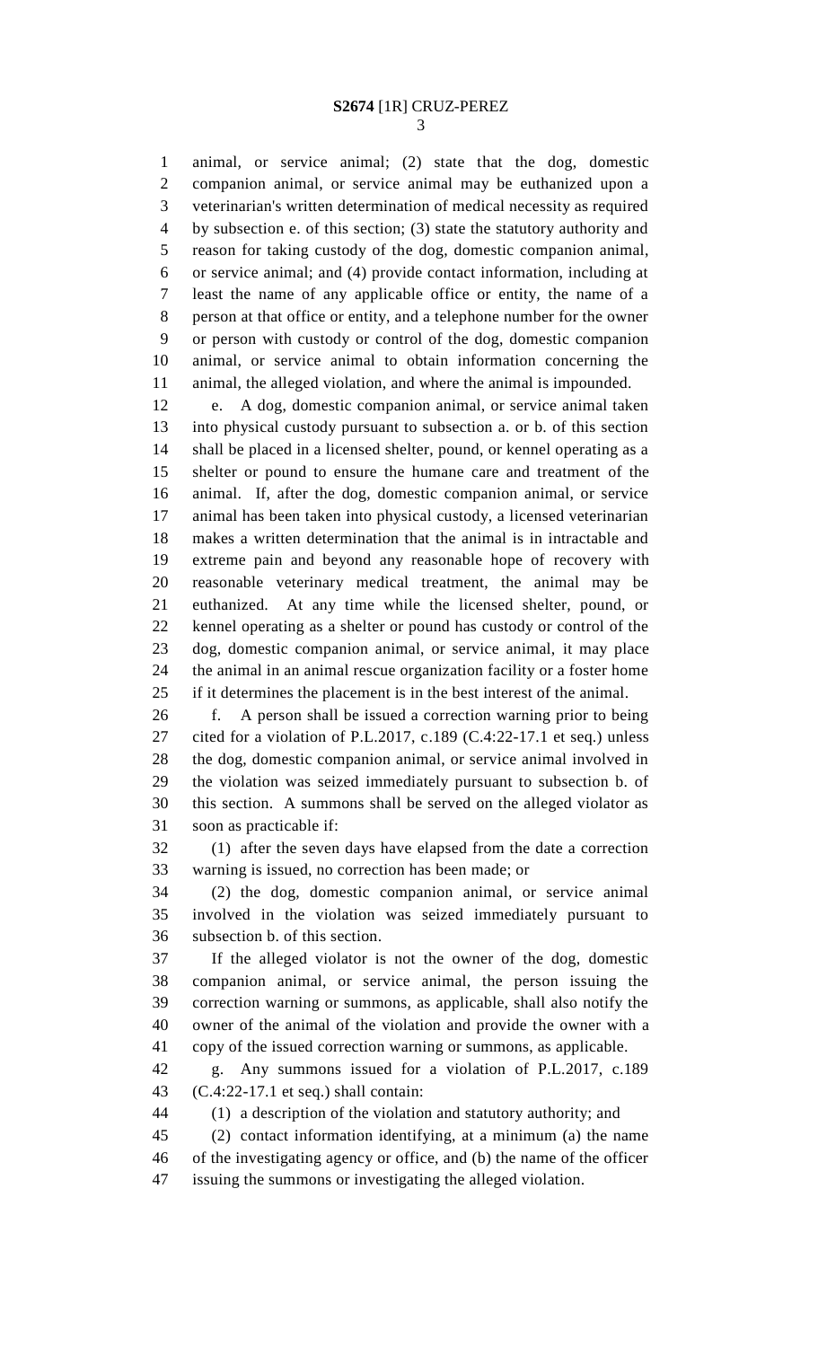animal, or service animal; (2) state that the dog, domestic companion animal, or service animal may be euthanized upon a veterinarian's written determination of medical necessity as required by subsection e. of this section; (3) state the statutory authority and reason for taking custody of the dog, domestic companion animal, or service animal; and (4) provide contact information, including at least the name of any applicable office or entity, the name of a person at that office or entity, and a telephone number for the owner or person with custody or control of the dog, domestic companion animal, or service animal to obtain information concerning the animal, the alleged violation, and where the animal is impounded.

e. A dog, domestic companion animal, or service animal taken into physical custody pursuant to subsection a. or b. of this section shall be placed in a licensed shelter, pound, or kennel operating as a shelter or pound to ensure the humane care and treatment of the animal. If, after the dog, domestic companion animal, or service animal has been taken into physical custody, a licensed veterinarian makes a written determination that the animal is in intractable and extreme pain and beyond any reasonable hope of recovery with reasonable veterinary medical treatment, the animal may be euthanized. At any time while the licensed shelter, pound, or kennel operating as a shelter or pound has custody or control of the dog, domestic companion animal, or service animal, it may place the animal in an animal rescue organization facility or a foster home if it determines the placement is in the best interest of the animal.

f. A person shall be issued a correction warning prior to being cited for a violation of P.L.2017, c.189 (C.4:22-17.1 et seq.) unless the dog, domestic companion animal, or service animal involved in the violation was seized immediately pursuant to subsection b. of this section. A summons shall be served on the alleged violator as soon as practicable if:

(1) after the seven days have elapsed from the date a correction warning is issued, no correction has been made; or

(2) the dog, domestic companion animal, or service animal involved in the violation was seized immediately pursuant to subsection b. of this section.

If the alleged violator is not the owner of the dog, domestic companion animal, or service animal, the person issuing the correction warning or summons, as applicable, shall also notify the owner of the animal of the violation and provide the owner with a copy of the issued correction warning or summons, as applicable.

g. Any summons issued for a violation of P.L.2017, c.189 (C.4:22-17.1 et seq.) shall contain:

(1) a description of the violation and statutory authority; and

(2) contact information identifying, at a minimum (a) the name of the investigating agency or office, and (b) the name of the officer issuing the summons or investigating the alleged violation.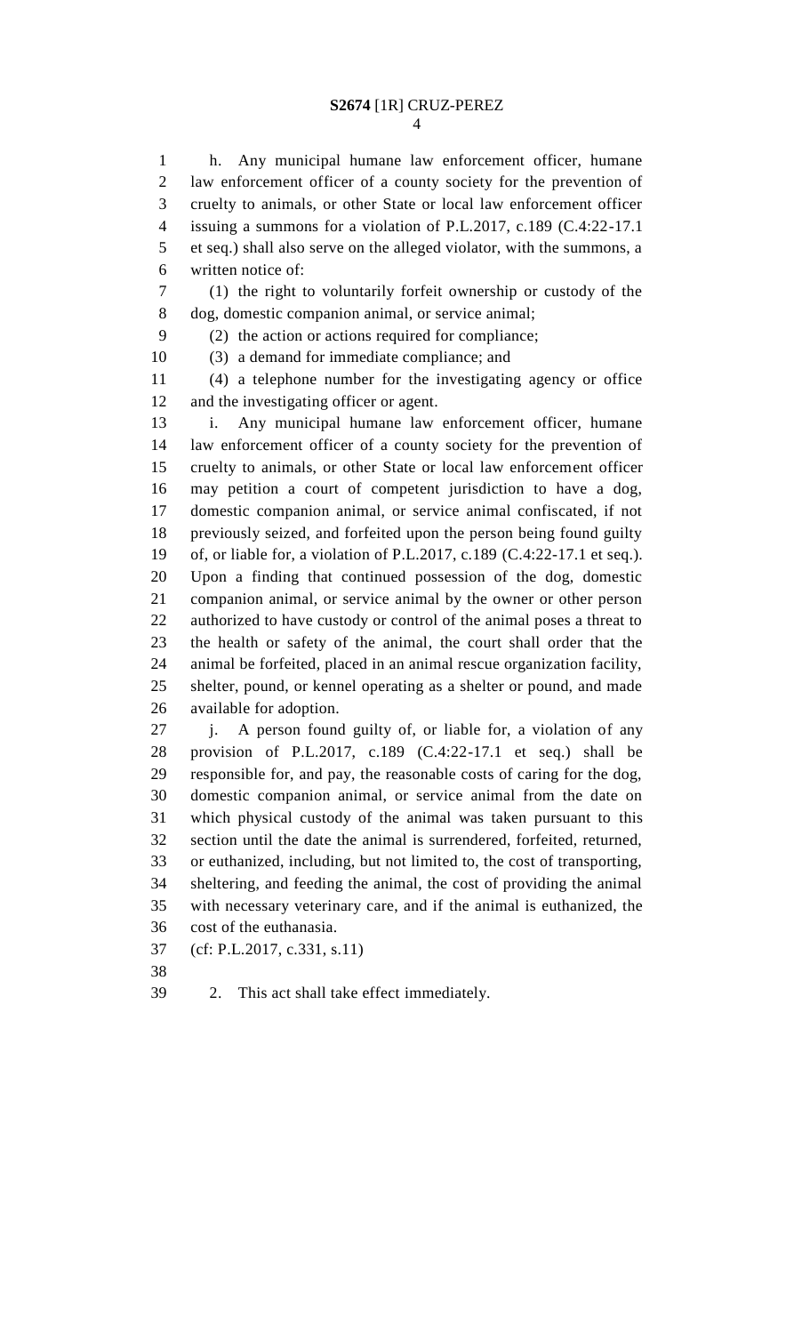h. Any municipal humane law enforcement officer, humane law enforcement officer of a county society for the prevention of cruelty to animals, or other State or local law enforcement officer issuing a summons for a violation of P.L.2017, c.189 (C.4:22-17.1 et seq.) shall also serve on the alleged violator, with the summons, a written notice of:

(1) the right to voluntarily forfeit ownership or custody of the dog, domestic companion animal, or service animal;

(2) the action or actions required for compliance;

(3) a demand for immediate compliance; and

(4) a telephone number for the investigating agency or office and the investigating officer or agent.

i. Any municipal humane law enforcement officer, humane law enforcement officer of a county society for the prevention of cruelty to animals, or other State or local law enforcement officer may petition a court of competent jurisdiction to have a dog, domestic companion animal, or service animal confiscated, if not previously seized, and forfeited upon the person being found guilty of, or liable for, a violation of P.L.2017, c.189 (C.4:22-17.1 et seq.). Upon a finding that continued possession of the dog, domestic companion animal, or service animal by the owner or other person authorized to have custody or control of the animal poses a threat to the health or safety of the animal, the court shall order that the animal be forfeited, placed in an animal rescue organization facility, shelter, pound, or kennel operating as a shelter or pound, and made available for adoption.

j. A person found guilty of, or liable for, a violation of any provision of P.L.2017, c.189 (C.4:22-17.1 et seq.) shall be responsible for, and pay, the reasonable costs of caring for the dog, domestic companion animal, or service animal from the date on which physical custody of the animal was taken pursuant to this section until the date the animal is surrendered, forfeited, returned, or euthanized, including, but not limited to, the cost of transporting, sheltering, and feeding the animal, the cost of providing the animal with necessary veterinary care, and if the animal is euthanized, the cost of the euthanasia.

(cf: P.L.2017, c.331, s.11)

2. This act shall take effect immediately.